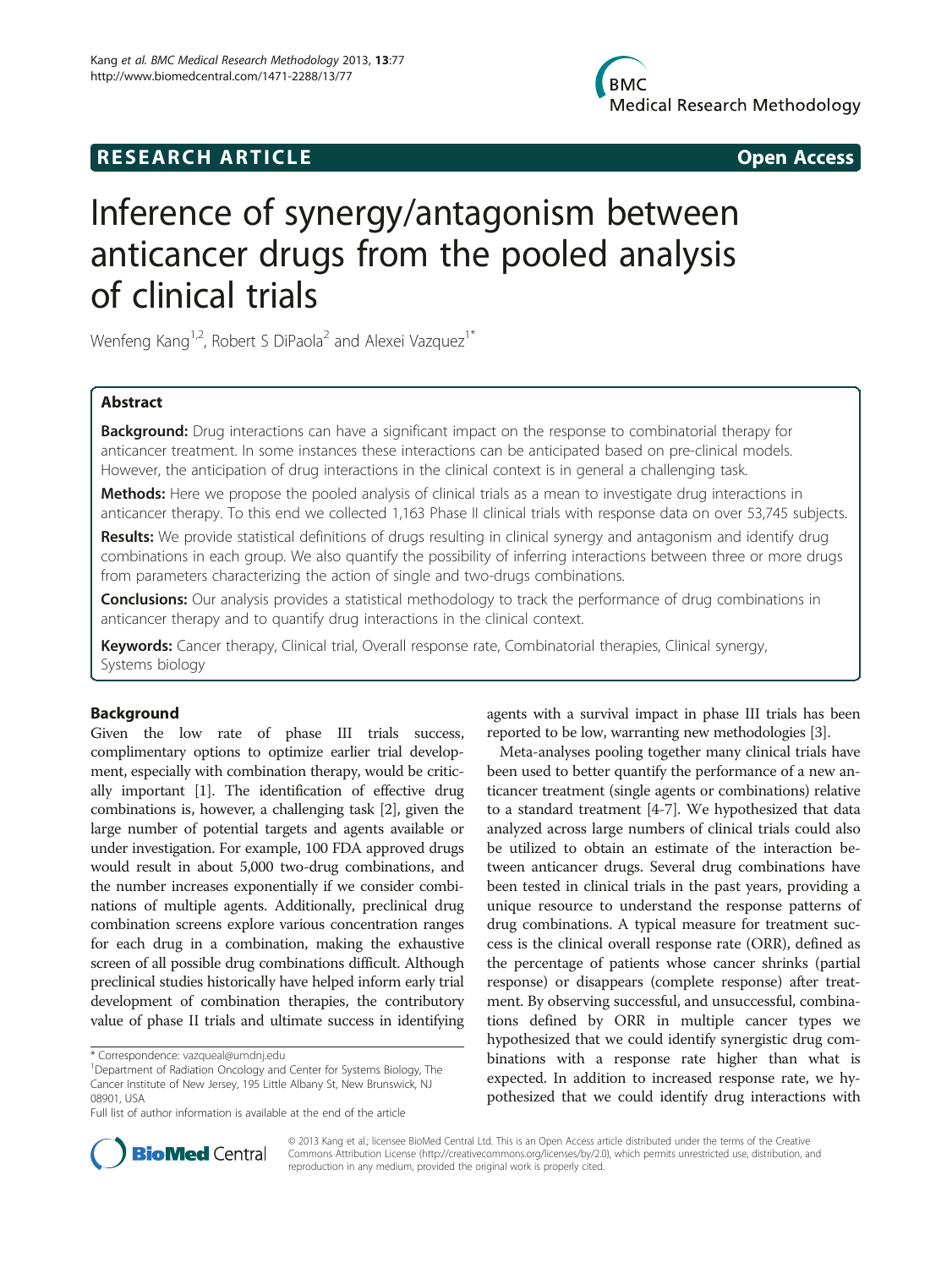# RESEARCH ARTICLE

Open Access

# Inference of synergy/antagonism between anticancer drugs from the pooled analysis of clinical trials

Wenfeng Kang[1,2], Robert S DiPaola[2] and Alexei Vazquez[1*]

## Abstract

**Background:** Drug interactions can have a significant impact on the response to combinatorial therapy for anticancer treatment. In some instances these interactions can be anticipated based on pre-clinical models. However, the anticipation of drug interactions in the clinical context is in general a challenging task.

**Methods:** Here we propose the pooled analysis of clinical trials as a mean to investigate drug interactions in anticancer therapy. To this end we collected 1,163 Phase II clinical trials with response data on over 53,745 subjects.

**Results:** We provide statistical definitions of drugs resulting in clinical synergy and antagonism and identify drug combinations in each group. We also quantify the possibility of inferring interactions between three or more drugs from parameters characterizing the action of single and two-drugs combinations.

**Conclusions:** Our analysis provides a statistical methodology to track the performance of drug combinations in anticancer therapy and to quantify drug interactions in the clinical context.

**Keywords:** Cancer therapy, Clinical trial, Overall response rate, Combinatorial therapies, Clinical synergy, Systems biology

## Background

Given the low rate of phase III trials success, complimentary options to optimize earlier trial development, especially with combination therapy, would be critically important [1]. The identification of effective drug combinations is, however, a challenging task [2], given the large number of potential targets and agents available or under investigation. For example, 100 FDA approved drugs would result in about 5,000 two-drug combinations, and the number increases exponentially if we consider combinations of multiple agents. Additionally, preclinical drug combination screens explore various concentration ranges for each drug in a combination, making the exhaustive screen of all possible drug combinations difficult. Although preclinical studies historically have helped inform early trial development of combination therapies, the contributory value of phase II trials and ultimate success in identifying agents with a survival impact in phase III trials has been reported to be low, warranting new methodologies [3].

Meta-analyses pooling together many clinical trials have been used to better quantify the performance of a new anticancer treatment (single agents or combinations) relative to a standard treatment [4-7]. We hypothesized that data analyzed across large numbers of clinical trials could also be utilized to obtain an estimate of the interaction between anticancer drugs. Several drug combinations have been tested in clinical trials in the past years, providing a unique resource to understand the response patterns of drug combinations. A typical measure for treatment success is the clinical overall response rate (ORR), defined as the percentage of patients whose cancer shrinks (partial response) or disappears (complete response) after treatment. By observing successful, and unsuccessful, combinations defined by ORR in multiple cancer types we hypothesized that we could identify synergistic drug combinations with a response rate higher than what is expected. In addition to increased response rate, we hypothesized that we could identify drug interactions with

\* Correspondence: vazqueal@umdnj.edu
[1]Department of Radiation Oncology and Center for Systems Biology, The Cancer Institute of New Jersey, 195 Little Albany St, New Brunswick, NJ 08901, USA
Full list of author information is available at the end of the article

© 2013 Kang et al.; licensee BioMed Central Ltd. This is an Open Access article distributed under the terms of the Creative Commons Attribution License (http://creativecommons.org/licenses/by/2.0), which permits unrestricted use, distribution, and reproduction in any medium, provided the original work is properly cited.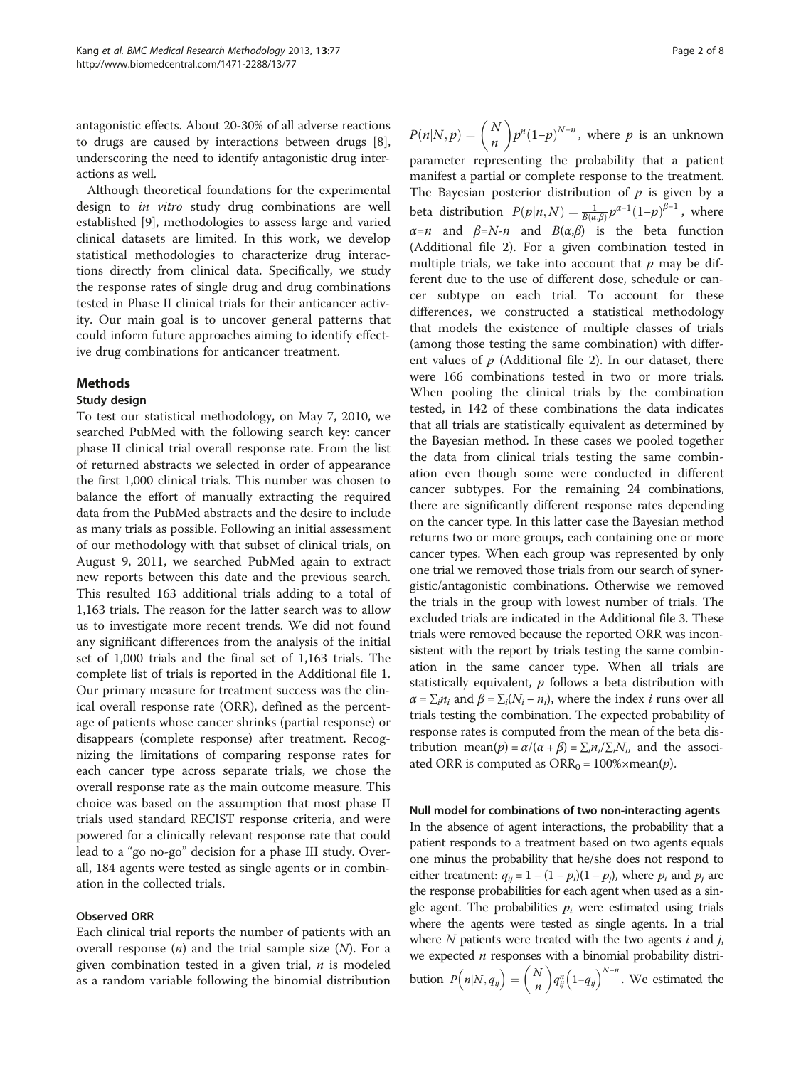antagonistic effects. About 20-30% of all adverse reactions to drugs are caused by interactions between drugs [8], underscoring the need to identify antagonistic drug interactions as well.

Although theoretical foundations for the experimental design to *in vitro* study drug combinations are well established [9], methodologies to assess large and varied clinical datasets are limited. In this work, we develop statistical methodologies to characterize drug interactions directly from clinical data. Specifically, we study the response rates of single drug and drug combinations tested in Phase II clinical trials for their anticancer activity. Our main goal is to uncover general patterns that could inform future approaches aiming to identify effective drug combinations for anticancer treatment.

## Methods

### Study design

To test our statistical methodology, on May 7, 2010, we searched PubMed with the following search key: cancer phase II clinical trial overall response rate. From the list of returned abstracts we selected in order of appearance the first 1,000 clinical trials. This number was chosen to balance the effort of manually extracting the required data from the PubMed abstracts and the desire to include as many trials as possible. Following an initial assessment of our methodology with that subset of clinical trials, on August 9, 2011, we searched PubMed again to extract new reports between this date and the previous search. This resulted 163 additional trials adding to a total of 1,163 trials. The reason for the latter search was to allow us to investigate more recent trends. We did not found any significant differences from the analysis of the initial set of 1,000 trials and the final set of 1,163 trials. The complete list of trials is reported in the Additional file 1. Our primary measure for treatment success was the clinical overall response rate (ORR), defined as the percentage of patients whose cancer shrinks (partial response) or disappears (complete response) after treatment. Recognizing the limitations of comparing response rates for each cancer type across separate trials, we chose the overall response rate as the main outcome measure. This choice was based on the assumption that most phase II trials used standard RECIST response criteria, and were powered for a clinically relevant response rate that could lead to a "go no-go" decision for a phase III study. Overall, 184 agents were tested as single agents or in combination in the collected trials.

### Observed ORR

Each clinical trial reports the number of patients with an overall response ($n$) and the trial sample size ($N$). For a given combination tested in a given trial, $n$ is modeled as a random variable following the binomial distribution $P(n|N,p) = \binom{N}{n} p^n (1-p)^{N-n}$, where $p$ is an unknown parameter representing the probability that a patient manifest a partial or complete response to the treatment. The Bayesian posterior distribution of $p$ is given by a beta distribution $P(p|n,N) = \frac{1}{B(\alpha,\beta)} p^{\alpha-1} (1-p)^{\beta-1}$, where $\alpha=n$ and $\beta=N-n$ and $B(\alpha,\beta)$ is the beta function (Additional file 2). For a given combination tested in multiple trials, we take into account that $p$ may be different due to the use of different dose, schedule or cancer subtype on each trial. To account for these differences, we constructed a statistical methodology that models the existence of multiple classes of trials (among those testing the same combination) with different values of $p$ (Additional file 2). In our dataset, there were 166 combinations tested in two or more trials. When pooling the clinical trials by the combination tested, in 142 of these combinations the data indicates that all trials are statistically equivalent as determined by the Bayesian method. In these cases we pooled together the data from clinical trials testing the same combination even though some were conducted in different cancer subtypes. For the remaining 24 combinations, there are significantly different response rates depending on the cancer type. In this latter case the Bayesian method returns two or more groups, each containing one or more cancer types. When each group was represented by only one trial we removed those trials from our search of synergistic/antagonistic combinations. Otherwise we removed the trials in the group with lowest number of trials. The excluded trials are indicated in the Additional file 3. These trials were removed because the reported ORR was inconsistent with the report by trials testing the same combination in the same cancer type. When all trials are statistically equivalent, $p$ follows a beta distribution with $\alpha = \sum_i n_i$ and $\beta = \sum_i (N_i - n_i)$, where the index $i$ runs over all trials testing the combination. The expected probability of response rates is computed from the mean of the beta distribution $\text{mean}(p) = \alpha/(\alpha+\beta) = \sum_i n_i / \sum_i N_i$, and the associated ORR is computed as $\text{ORR}_0 = 100\% \times \text{mean}(p)$.

### Null model for combinations of two non-interacting agents

In the absence of agent interactions, the probability that a patient responds to a treatment based on two agents equals one minus the probability that he/she does not respond to either treatment: $q_{ij} = 1 - (1 - p_i)(1 - p_j)$, where $p_i$ and $p_j$ are the response probabilities for each agent when used as a single agent. The probabilities $p_i$ were estimated using trials where the agents were tested as single agents. In a trial where $N$ patients were treated with the two agents $i$ and $j$, we expected $n$ responses with a binomial probability distribution $P\left(n|N, q_{ij}\right) = \binom{N}{n} q_{ij}^n \left(1-q_{ij}\right)^{N-n}$. We estimated the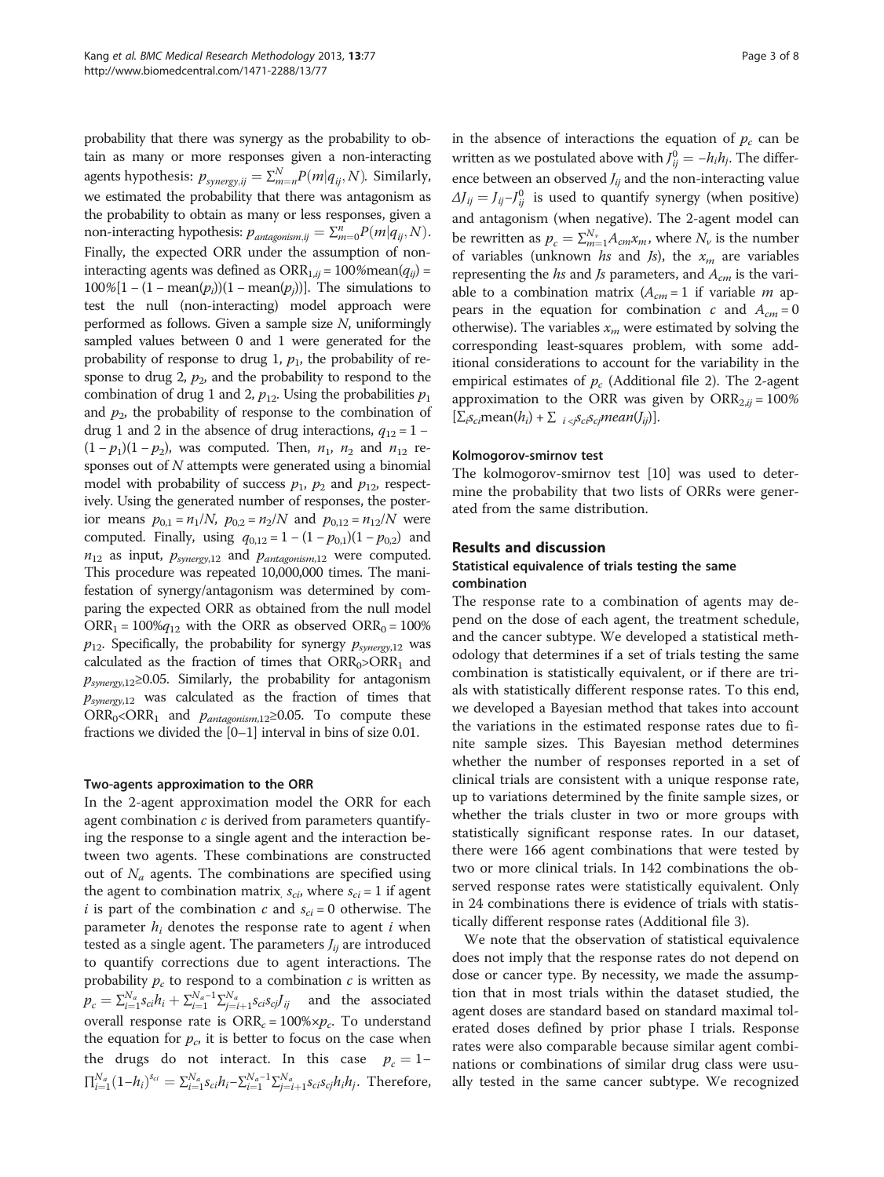probability that there was synergy as the probability to obtain as many or more responses given a non-interacting agents hypothesis: $p_{synergy,ij} = \sum_{m=n}^{N} P(m|q_{ij}, N)$. Similarly, we estimated the probability that there was antagonism as the probability to obtain as many or less responses, given a non-interacting hypothesis: $p_{antagonism,ij} = \sum_{m=0}^{n} P(m|q_{ij}, N)$. Finally, the expected ORR under the assumption of non-interacting agents was defined as $\mathrm{ORR}_{1,ij} = 100\%\mathrm{mean}(q_{ij}) = 100\%[1 - (1 - \mathrm{mean}(p_i))(1 - \mathrm{mean}(p_j))]$. The simulations to test the null (non-interacting) model approach were performed as follows. Given a sample size $N$, uniformingly sampled values between 0 and 1 were generated for the probability of response to drug 1, $p_1$, the probability of response to drug 2, $p_2$, and the probability to respond to the combination of drug 1 and 2, $p_{12}$. Using the probabilities $p_1$ and $p_2$, the probability of response to the combination of drug 1 and 2 in the absence of drug interactions, $q_{12} = 1 - (1 - p_1)(1 - p_2)$, was computed. Then, $n_1$, $n_2$ and $n_{12}$ responses out of $N$ attempts were generated using a binomial model with probability of success $p_1$, $p_2$ and $p_{12}$, respectively. Using the generated number of responses, the posterior means $p_{0,1} = n_1/N$, $p_{0,2} = n_2/N$ and $p_{0,12} = n_{12}/N$ were computed. Finally, using $q_{0,12} = 1 - (1 - p_{0,1})(1 - p_{0,2})$ and $n_{12}$ as input, $p_{synergy,12}$ and $p_{antagonism,12}$ were computed. This procedure was repeated 10,000,000 times. The manifestation of synergy/antagonism was determined by comparing the expected ORR as obtained from the null model $\mathrm{ORR}_1 = 100\%q_{12}$ with the ORR as observed $\mathrm{ORR}_0 = 100\%\, p_{12}$. Specifically, the probability for synergy $p_{synergy,12}$ was calculated as the fraction of times that $\mathrm{ORR}_0 > \mathrm{ORR}_1$ and $p_{synergy,12} \geq 0.05$. Similarly, the probability for antagonism $p_{synergy,12}$ was calculated as the fraction of times that $\mathrm{ORR}_0 < \mathrm{ORR}_1$ and $p_{antagonism,12} \geq 0.05$. To compute these fractions we divided the [0–1] interval in bins of size 0.01.

#### Two-agents approximation to the ORR

In the 2-agent approximation model the ORR for each agent combination $c$ is derived from parameters quantifying the response to a single agent and the interaction between two agents. These combinations are constructed out of $N_a$ agents. The combinations are specified using the agent to combination matrix $s_{ci}$, where $s_{ci} = 1$ if agent $i$ is part of the combination $c$ and $s_{ci} = 0$ otherwise. The parameter $h_i$ denotes the response rate to agent $i$ when tested as a single agent. The parameters $J_{ij}$ are introduced to quantify corrections due to agent interactions. The probability $p_c$ to respond to a combination $c$ is written as $p_c = \sum_{i=1}^{N_a} s_{ci} h_i + \sum_{i=1}^{N_a - 1} \sum_{j=i+1}^{N_a} s_{ci} s_{cj} J_{ij}$ and the associated overall response rate is $\mathrm{ORR}_c = 100\% \times p_c$. To understand the equation for $p_c$, it is better to focus on the case when the drugs do not interact. In this case $p_c = 1 - \prod_{i=1}^{N_a} (1 - h_i)^{s_{ci}} = \sum_{i=1}^{N_a} s_{ci} h_i - \sum_{i=1}^{N_a - 1} \sum_{j=i+1}^{N_a} s_{ci} s_{cj} h_i h_j$. Therefore, in the absence of interactions the equation of $p_c$ can be written as we postulated above with $J_{ij}^0 = -h_i h_j$. The difference between an observed $J_{ij}$ and the non-interacting value $\Delta J_{ij} = J_{ij} - J_{ij}^0$ is used to quantify synergy (when positive) and antagonism (when negative). The 2-agent model can be rewritten as $p_c = \sum_{m=1}^{N_v} A_{cm} x_m$, where $N_v$ is the number of variables (unknown $h$s and $J$s), the $x_m$ are variables representing the $h$s and $J$s parameters, and $A_{cm}$ is the variable to a combination matrix ($A_{cm} = 1$ if variable $m$ appears in the equation for combination $c$ and $A_{cm} = 0$ otherwise). The variables $x_m$ were estimated by solving the corresponding least-squares problem, with some additional considerations to account for the variability in the empirical estimates of $p_c$ (Additional file 2). The 2-agent approximation to the ORR was given by $\mathrm{ORR}_{2,ij} = 100\% [\sum_i s_{ci} \mathrm{mean}(h_i) + \sum_{i<j} s_{ci} s_{cj} \mathrm{mean}(J_{ij})]$.

#### Kolmogorov-smirnov test

The kolmogorov-smirnov test [10] was used to determine the probability that two lists of ORRs were generated from the same distribution.

## Results and discussion

### Statistical equivalence of trials testing the same combination

The response rate to a combination of agents may depend on the dose of each agent, the treatment schedule, and the cancer subtype. We developed a statistical methodology that determines if a set of trials testing the same combination is statistically equivalent, or if there are trials with statistically different response rates. To this end, we developed a Bayesian method that takes into account the variations in the estimated response rates due to finite sample sizes. This Bayesian method determines whether the number of responses reported in a set of clinical trials are consistent with a unique response rate, up to variations determined by the finite sample sizes, or whether the trials cluster in two or more groups with statistically significant response rates. In our dataset, there were 166 agent combinations that were tested by two or more clinical trials. In 142 combinations the observed response rates were statistically equivalent. Only in 24 combinations there is evidence of trials with statistically different response rates (Additional file 3).

We note that the observation of statistical equivalence does not imply that the response rates do not depend on dose or cancer type. By necessity, we made the assumption that in most trials within the dataset studied, the agent doses are standard based on standard maximal tolerated doses defined by prior phase I trials. Response rates were also comparable because similar agent combinations or combinations of similar drug class were usually tested in the same cancer subtype. We recognized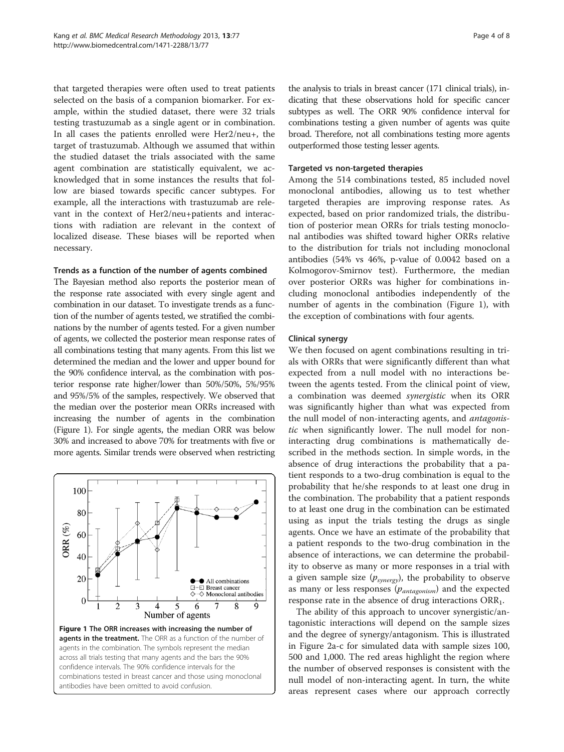that targeted therapies were often used to treat patients selected on the basis of a companion biomarker. For example, within the studied dataset, there were 32 trials testing trastuzumab as a single agent or in combination. In all cases the patients enrolled were Her2/neu+, the target of trastuzumab. Although we assumed that within the studied dataset the trials associated with the same agent combination are statistically equivalent, we acknowledged that in some instances the results that follow are biased towards specific cancer subtypes. For example, all the interactions with trastuzumab are relevant in the context of Her2/neu+patients and interactions with radiation are relevant in the context of localized disease. These biases will be reported when necessary.

#### Trends as a function of the number of agents combined

The Bayesian method also reports the posterior mean of the response rate associated with every single agent and combination in our dataset. To investigate trends as a function of the number of agents tested, we stratified the combinations by the number of agents tested. For a given number of agents, we collected the posterior mean response rates of all combinations testing that many agents. From this list we determined the median and the lower and upper bound for the 90% confidence interval, as the combination with posterior response rate higher/lower than 50%/50%, 5%/95% and 95%/5% of the samples, respectively. We observed that the median over the posterior mean ORRs increased with increasing the number of agents in the combination (Figure 1). For single agents, the median ORR was below 30% and increased to above 70% for treatments with five or more agents. Similar trends were observed when restricting the analysis to trials in breast cancer (171 clinical trials), indicating that these observations hold for specific cancer subtypes as well. The ORR 90% confidence interval for combinations testing a given number of agents was quite broad. Therefore, not all combinations testing more agents outperformed those testing lesser agents.

**Figure 1 The ORR increases with increasing the number of agents in the treatment.** The ORR as a function of the number of agents in the combination. The symbols represent the median across all trials testing that many agents and the bars the 90% confidence intervals. The 90% confidence intervals for the combinations tested in breast cancer and those using monoclonal antibodies have been omitted to avoid confusion.

#### Targeted vs non-targeted therapies

Among the 514 combinations tested, 85 included novel monoclonal antibodies, allowing us to test whether targeted therapies are improving response rates. As expected, based on prior randomized trials, the distribution of posterior mean ORRs for trials testing monoclonal antibodies was shifted toward higher ORRs relative to the distribution for trials not including monoclonal antibodies (54% vs 46%, p-value of 0.0042 based on a Kolmogorov-Smirnov test). Furthermore, the median over posterior ORRs was higher for combinations including monoclonal antibodies independently of the number of agents in the combination (Figure 1), with the exception of combinations with four agents.

#### Clinical synergy

We then focused on agent combinations resulting in trials with ORRs that were significantly different than what expected from a null model with no interactions between the agents tested. From the clinical point of view, a combination was deemed *synergistic* when its ORR was significantly higher than what was expected from the null model of non-interacting agents, and *antagonistic* when significantly lower. The null model for non-interacting drug combinations is mathematically described in the methods section. In simple words, in the absence of drug interactions the probability that a patient responds to a two-drug combination is equal to the probability that he/she responds to at least one drug in the combination. The probability that a patient responds to at least one drug in the combination can be estimated using as input the trials testing the drugs as single agents. Once we have an estimate of the probability that a patient responds to the two-drug combination in the absence of interactions, we can determine the probability to observe as many or more responses in a trial with a given sample size ($p_{synergy}$), the probability to observe as many or less responses ($p_{antagonism}$) and the expected response rate in the absence of drug interactions $ORR_1$.

The ability of this approach to uncover synergistic/antagonistic interactions will depend on the sample sizes and the degree of synergy/antagonism. This is illustrated in Figure 2a-c for simulated data with sample sizes 100, 500 and 1,000. The red areas highlight the region where the number of observed responses is consistent with the null model of non-interacting agent. In turn, the white areas represent cases where our approach correctly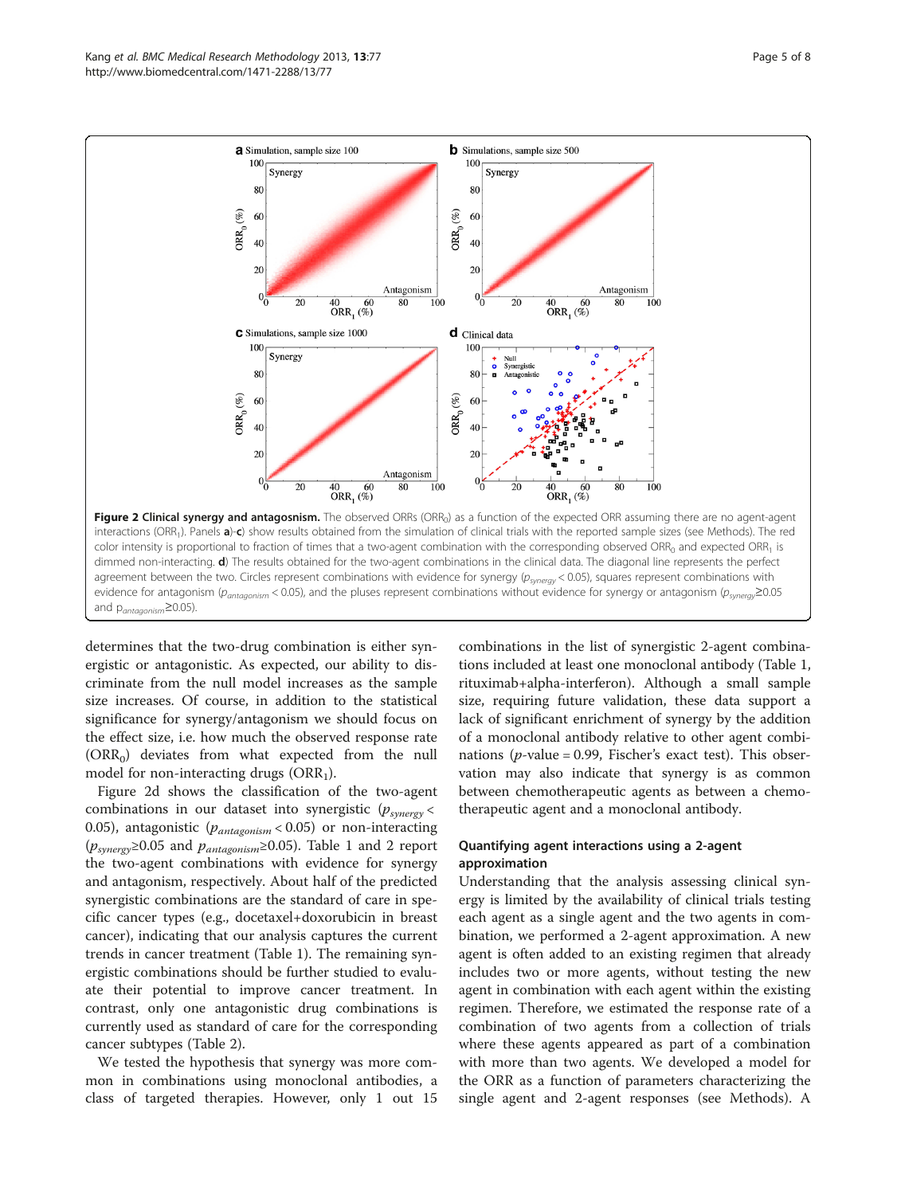**Figure 2 Clinical synergy and antagosnism.** The observed ORRs ($ORR_0$) as a function of the expected ORR assuming there are no agent-agent interactions ($ORR_1$). Panels **a**)-**c**) show results obtained from the simulation of clinical trials with the reported sample sizes (see Methods). The red color intensity is proportional to fraction of times that a two-agent combination with the corresponding observed $ORR_0$ and expected $ORR_1$ is dimmed non-interacting. **d**) The results obtained for the two-agent combinations in the clinical data. The diagonal line represents the perfect agreement between the two. Circles represent combinations with evidence for synergy ($p_{synergy} < 0.05$), squares represent combinations with evidence for antagonism ($p_{antagonism} < 0.05$), and the pluses represent combinations without evidence for synergy or antagonism ($p_{synergy} \geq 0.05$ and $p_{antagonism} \geq 0.05$).

determines that the two-drug combination is either synergistic or antagonistic. As expected, our ability to discriminate from the null model increases as the sample size increases. Of course, in addition to the statistical significance for synergy/antagonism we should focus on the effect size, i.e. how much the observed response rate ($ORR_0$) deviates from what expected from the null model for non-interacting drugs ($ORR_1$).

Figure 2d shows the classification of the two-agent combinations in our dataset into synergistic ($p_{synergy} < 0.05$), antagonistic ($p_{antagonism} < 0.05$) or non-interacting ($p_{synergy} \geq 0.05$ and $p_{antagonism} \geq 0.05$). Table 1 and 2 report the two-agent combinations with evidence for synergy and antagonism, respectively. About half of the predicted synergistic combinations are the standard of care in specific cancer types (e.g., docetaxel+doxorubicin in breast cancer), indicating that our analysis captures the current trends in cancer treatment (Table 1). The remaining synergistic combinations should be further studied to evaluate their potential to improve cancer treatment. In contrast, only one antagonistic drug combinations is currently used as standard of care for the corresponding cancer subtypes (Table 2).

We tested the hypothesis that synergy was more common in combinations using monoclonal antibodies, a class of targeted therapies. However, only 1 out 15 combinations in the list of synergistic 2-agent combinations included at least one monoclonal antibody (Table 1, rituximab+alpha-interferon). Although a small sample size, requiring future validation, these data support a lack of significant enrichment of synergy by the addition of a monoclonal antibody relative to other agent combinations ($p$-value = 0.99, Fischer's exact test). This observation may also indicate that synergy is as common between chemotherapeutic agents as between a chemotherapeutic agent and a monoclonal antibody.

### Quantifying agent interactions using a 2-agent approximation

Understanding that the analysis assessing clinical synergy is limited by the availability of clinical trials testing each agent as a single agent and the two agents in combination, we performed a 2-agent approximation. A new agent is often added to an existing regimen that already includes two or more agents, without testing the new agent in combination with each agent within the existing regimen. Therefore, we estimated the response rate of a combination of two agents from a collection of trials where these agents appeared as part of a combination with more than two agents. We developed a model for the ORR as a function of parameters characterizing the single agent and 2-agent responses (see Methods). A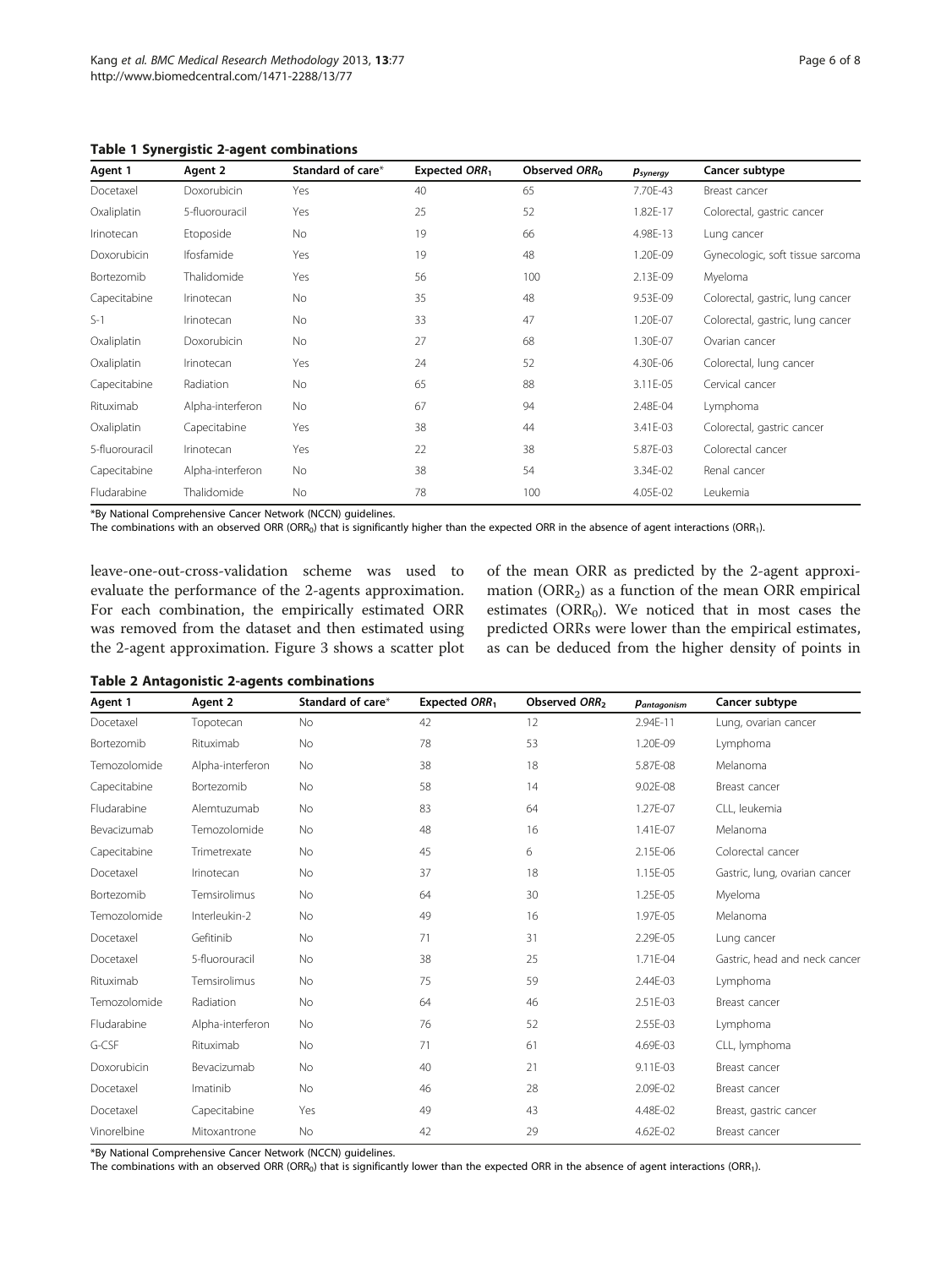**Table 1 Synergistic 2-agent combinations**

| Agent 1 | Agent 2 | Standard of care* | Expected $ORR_1$ | Observed $ORR_0$ | $p_{synergy}$ | Cancer subtype |
|---|---|---|---|---|---|---|
| Docetaxel | Doxorubicin | Yes | 40 | 65 | 7.70E-43 | Breast cancer |
| Oxaliplatin | 5-fluorouracil | Yes | 25 | 52 | 1.82E-17 | Colorectal, gastric cancer |
| Irinotecan | Etoposide | No | 19 | 66 | 4.98E-13 | Lung cancer |
| Doxorubicin | Ifosfamide | Yes | 19 | 48 | 1.20E-09 | Gynecologic, soft tissue sarcoma |
| Bortezomib | Thalidomide | Yes | 56 | 100 | 2.13E-09 | Myeloma |
| Capecitabine | Irinotecan | No | 35 | 48 | 9.53E-09 | Colorectal, gastric, lung cancer |
| S-1 | Irinotecan | No | 33 | 47 | 1.20E-07 | Colorectal, gastric, lung cancer |
| Oxaliplatin | Doxorubicin | No | 27 | 68 | 1.30E-07 | Ovarian cancer |
| Oxaliplatin | Irinotecan | Yes | 24 | 52 | 4.30E-06 | Colorectal, lung cancer |
| Capecitabine | Radiation | No | 65 | 88 | 3.11E-05 | Cervical cancer |
| Rituximab | Alpha-interferon | No | 67 | 94 | 2.48E-04 | Lymphoma |
| Oxaliplatin | Capecitabine | Yes | 38 | 44 | 3.41E-03 | Colorectal, gastric cancer |
| 5-fluorouracil | Irinotecan | Yes | 22 | 38 | 5.87E-03 | Colorectal cancer |
| Capecitabine | Alpha-interferon | No | 38 | 54 | 3.34E-02 | Renal cancer |
| Fludarabine | Thalidomide | No | 78 | 100 | 4.05E-02 | Leukemia |

*By National Comprehensive Cancer Network (NCCN) guidelines.
The combinations with an observed ORR ($ORR_0$) that is significantly higher than the expected ORR in the absence of agent interactions ($ORR_1$).

leave-one-out-cross-validation scheme was used to evaluate the performance of the 2-agents approximation. For each combination, the empirically estimated ORR was removed from the dataset and then estimated using the 2-agent approximation. Figure 3 shows a scatter plot of the mean ORR as predicted by the 2-agent approximation ($ORR_2$) as a function of the mean ORR empirical estimates ($ORR_0$). We noticed that in most cases the predicted ORRs were lower than the empirical estimates, as can be deduced from the higher density of points in

**Table 2 Antagonistic 2-agents combinations**

| Agent 1 | Agent 2 | Standard of care* | Expected $ORR_1$ | Observed $ORR_2$ | $p_{antagonism}$ | Cancer subtype |
|---|---|---|---|---|---|---|
| Docetaxel | Topotecan | No | 42 | 12 | 2.94E-11 | Lung, ovarian cancer |
| Bortezomib | Rituximab | No | 78 | 53 | 1.20E-09 | Lymphoma |
| Temozolomide | Alpha-interferon | No | 38 | 18 | 5.87E-08 | Melanoma |
| Capecitabine | Bortezomib | No | 58 | 14 | 9.02E-08 | Breast cancer |
| Fludarabine | Alemtuzumab | No | 83 | 64 | 1.27E-07 | CLL, leukemia |
| Bevacizumab | Temozolomide | No | 48 | 16 | 1.41E-07 | Melanoma |
| Capecitabine | Trimetrexate | No | 45 | 6 | 2.15E-06 | Colorectal cancer |
| Docetaxel | Irinotecan | No | 37 | 18 | 1.15E-05 | Gastric, lung, ovarian cancer |
| Bortezomib | Temsirolimus | No | 64 | 30 | 1.25E-05 | Myeloma |
| Temozolomide | Interleukin-2 | No | 49 | 16 | 1.97E-05 | Melanoma |
| Docetaxel | Gefitinib | No | 71 | 31 | 2.29E-05 | Lung cancer |
| Docetaxel | 5-fluorouracil | No | 38 | 25 | 1.71E-04 | Gastric, head and neck cancer |
| Rituximab | Temsirolimus | No | 75 | 59 | 2.44E-03 | Lymphoma |
| Temozolomide | Radiation | No | 64 | 46 | 2.51E-03 | Breast cancer |
| Fludarabine | Alpha-interferon | No | 76 | 52 | 2.55E-03 | Lymphoma |
| G-CSF | Rituximab | No | 71 | 61 | 4.69E-03 | CLL, lymphoma |
| Doxorubicin | Bevacizumab | No | 40 | 21 | 9.11E-03 | Breast cancer |
| Docetaxel | Imatinib | No | 46 | 28 | 2.09E-02 | Breast cancer |
| Docetaxel | Capecitabine | Yes | 49 | 43 | 4.48E-02 | Breast, gastric cancer |
| Vinorelbine | Mitoxantrone | No | 42 | 29 | 4.62E-02 | Breast cancer |

*By National Comprehensive Cancer Network (NCCN) guidelines.
The combinations with an observed ORR ($ORR_0$) that is significantly lower than the expected ORR in the absence of agent interactions ($ORR_1$).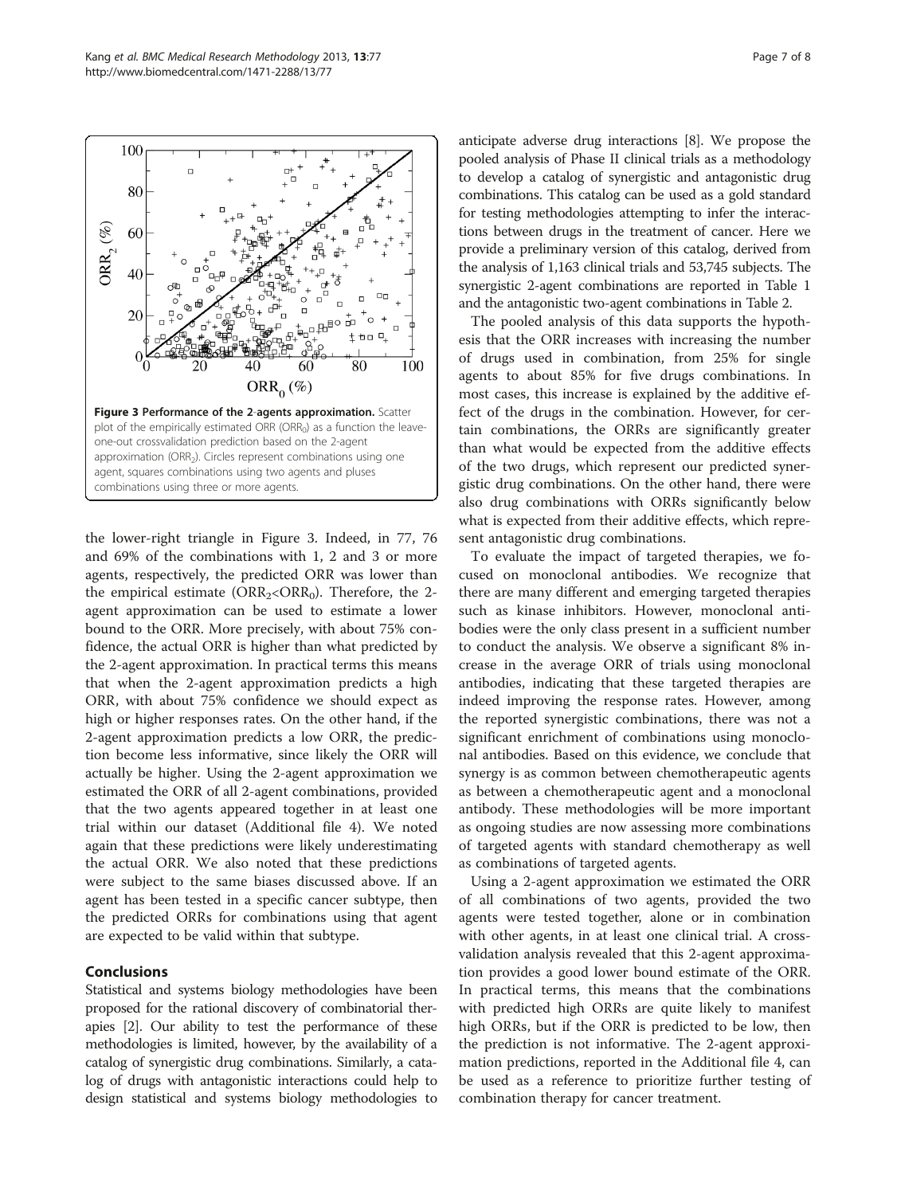**Figure 3 Performance of the 2-agents approximation.** Scatter plot of the empirically estimated ORR ($ORR_0$) as a function the leave-one-out crossvalidation prediction based on the 2-agent approximation ($ORR_2$). Circles represent combinations using one agent, squares combinations using two agents and pluses combinations using three or more agents.

the lower-right triangle in Figure 3. Indeed, in 77, 76 and 69% of the combinations with 1, 2 and 3 or more agents, respectively, the predicted ORR was lower than the empirical estimate ($ORR_2$<$ORR_0$). Therefore, the 2-agent approximation can be used to estimate a lower bound to the ORR. More precisely, with about 75% confidence, the actual ORR is higher than what predicted by the 2-agent approximation. In practical terms this means that when the 2-agent approximation predicts a high ORR, with about 75% confidence we should expect as high or higher responses rates. On the other hand, if the 2-agent approximation predicts a low ORR, the prediction become less informative, since likely the ORR will actually be higher. Using the 2-agent approximation we estimated the ORR of all 2-agent combinations, provided that the two agents appeared together in at least one trial within our dataset (Additional file 4). We noted again that these predictions were likely underestimating the actual ORR. We also noted that these predictions were subject to the same biases discussed above. If an agent has been tested in a specific cancer subtype, then the predicted ORRs for combinations using that agent are expected to be valid within that subtype.

## Conclusions

Statistical and systems biology methodologies have been proposed for the rational discovery of combinatorial therapies [2]. Our ability to test the performance of these methodologies is limited, however, by the availability of a catalog of synergistic drug combinations. Similarly, a catalog of drugs with antagonistic interactions could help to design statistical and systems biology methodologies to anticipate adverse drug interactions [8]. We propose the pooled analysis of Phase II clinical trials as a methodology to develop a catalog of synergistic and antagonistic drug combinations. This catalog can be used as a gold standard for testing methodologies attempting to infer the interactions between drugs in the treatment of cancer. Here we provide a preliminary version of this catalog, derived from the analysis of 1,163 clinical trials and 53,745 subjects. The synergistic 2-agent combinations are reported in Table 1 and the antagonistic two-agent combinations in Table 2.

The pooled analysis of this data supports the hypothesis that the ORR increases with increasing the number of drugs used in combination, from 25% for single agents to about 85% for five drugs combinations. In most cases, this increase is explained by the additive effect of the drugs in the combination. However, for certain combinations, the ORRs are significantly greater than what would be expected from the additive effects of the two drugs, which represent our predicted synergistic drug combinations. On the other hand, there were also drug combinations with ORRs significantly below what is expected from their additive effects, which represent antagonistic drug combinations.

To evaluate the impact of targeted therapies, we focused on monoclonal antibodies. We recognize that there are many different and emerging targeted therapies such as kinase inhibitors. However, monoclonal antibodies were the only class present in a sufficient number to conduct the analysis. We observe a significant 8% increase in the average ORR of trials using monoclonal antibodies, indicating that these targeted therapies are indeed improving the response rates. However, among the reported synergistic combinations, there was not a significant enrichment of combinations using monoclonal antibodies. Based on this evidence, we conclude that synergy is as common between chemotherapeutic agents as between a chemotherapeutic agent and a monoclonal antibody. These methodologies will be more important as ongoing studies are now assessing more combinations of targeted agents with standard chemotherapy as well as combinations of targeted agents.

Using a 2-agent approximation we estimated the ORR of all combinations of two agents, provided the two agents were tested together, alone or in combination with other agents, in at least one clinical trial. A cross-validation analysis revealed that this 2-agent approximation provides a good lower bound estimate of the ORR. In practical terms, this means that the combinations with predicted high ORRs are quite likely to manifest high ORRs, but if the ORR is predicted to be low, then the prediction is not informative. The 2-agent approximation predictions, reported in the Additional file 4, can be used as a reference to prioritize further testing of combination therapy for cancer treatment.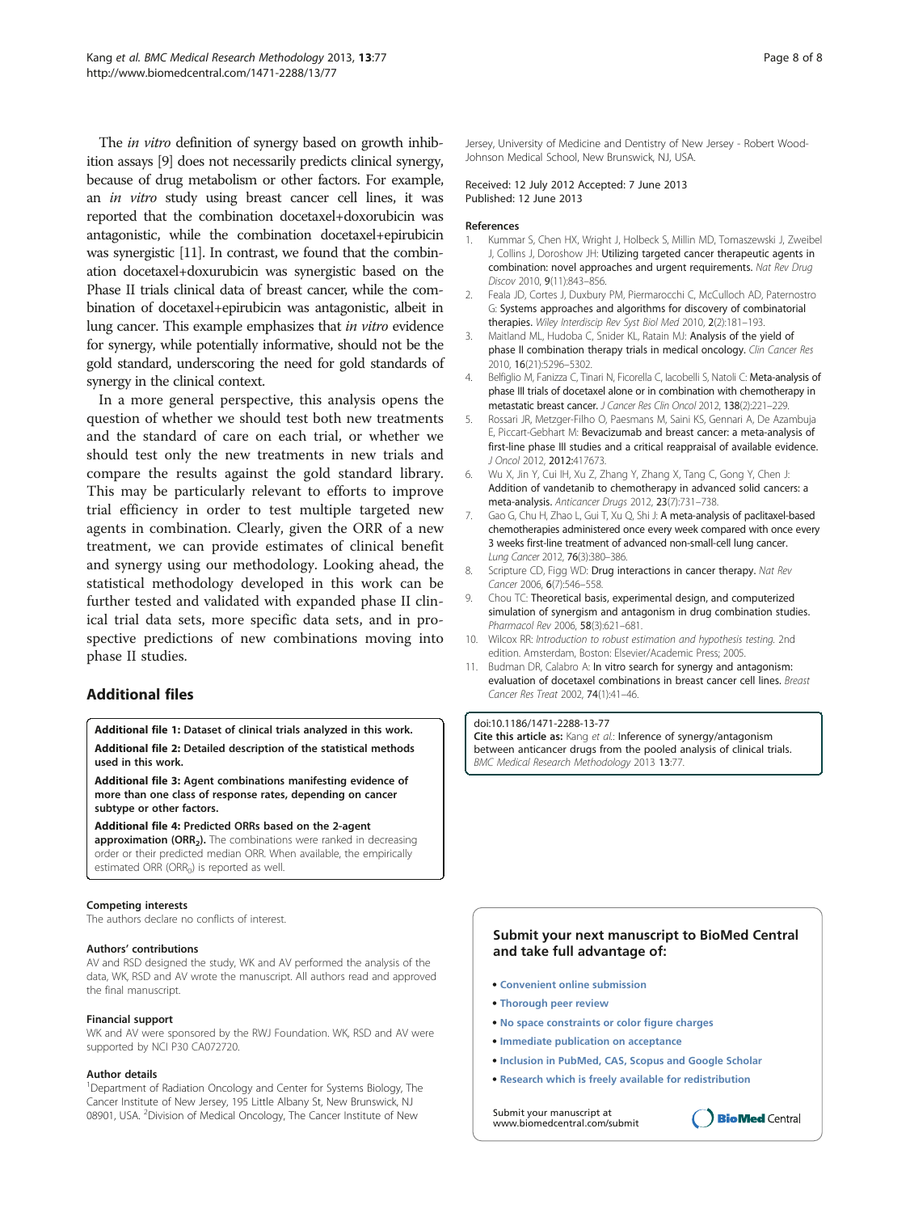The *in vitro* definition of synergy based on growth inhibition assays [9] does not necessarily predicts clinical synergy, because of drug metabolism or other factors. For example, an *in vitro* study using breast cancer cell lines, it was reported that the combination docetaxel+doxorubicin was antagonistic, while the combination docetaxel+epirubicin was synergistic [11]. In contrast, we found that the combination docetaxel+doxurubicin was synergistic based on the Phase II trials clinical data of breast cancer, while the combination of docetaxel+epirubicin was antagonistic, albeit in lung cancer. This example emphasizes that *in vitro* evidence for synergy, while potentially informative, should not be the gold standard, underscoring the need for gold standards of synergy in the clinical context.

In a more general perspective, this analysis opens the question of whether we should test both new treatments and the standard of care on each trial, or whether we should test only the new treatments in new trials and compare the results against the gold standard library. This may be particularly relevant to efforts to improve trial efficiency in order to test multiple targeted new agents in combination. Clearly, given the ORR of a new treatment, we can provide estimates of clinical benefit and synergy using our methodology. Looking ahead, the statistical methodology developed in this work can be further tested and validated with expanded phase II clinical trial data sets, more specific data sets, and in prospective predictions of new combinations moving into phase II studies.

## Additional files

**Additional file 1: Dataset of clinical trials analyzed in this work.**

**Additional file 2: Detailed description of the statistical methods used in this work.**

**Additional file 3: Agent combinations manifesting evidence of more than one class of response rates, depending on cancer subtype or other factors.**

**Additional file 4: Predicted ORRs based on the 2-agent approximation ($ORR_2$).** The combinations were ranked in decreasing order or their predicted median ORR. When available, the empirically estimated ORR ($ORR_0$) is reported as well.

### Competing interests

The authors declare no conflicts of interest.

### Authors' contributions

AV and RSD designed the study, WK and AV performed the analysis of the data, WK, RSD and AV wrote the manuscript. All authors read and approved the final manuscript.

### Financial support

WK and AV were sponsored by the RWJ Foundation. WK, RSD and AV were supported by NCI P30 CA072720.

### Author details

[1]Department of Radiation Oncology and Center for Systems Biology, The Cancer Institute of New Jersey, 195 Little Albany St, New Brunswick, NJ 08901, USA. [2]Division of Medical Oncology, The Cancer Institute of New Jersey, University of Medicine and Dentistry of New Jersey - Robert Wood-Johnson Medical School, New Brunswick, NJ, USA.

Received: 12 July 2012 Accepted: 7 June 2013
Published: 12 June 2013

### References

1. Kummar S, Chen HX, Wright J, Holbeck S, Millin MD, Tomaszewski J, Zweibel J, Collins J, Doroshow JH: **Utilizing targeted cancer therapeutic agents in combination: novel approaches and urgent requirements.** *Nat Rev Drug Discov* 2010, **9**(11):843–856.
2. Feala JD, Cortes J, Duxbury PM, Piermarocchi C, McCulloch AD, Paternostro G: **Systems approaches and algorithms for discovery of combinatorial therapies.** *Wiley Interdiscip Rev Syst Biol Med* 2010, **2**(2):181–193.
3. Maitland ML, Hudoba C, Snider KL, Ratain MJ: **Analysis of the yield of phase II combination therapy trials in medical oncology.** *Clin Cancer Res* 2010, **16**(21):5296–5302.
4. Belfiglio M, Fanizza C, Tinari N, Ficorella C, Iacobelli S, Natoli C: **Meta-analysis of phase III trials of docetaxel alone or in combination with chemotherapy in metastatic breast cancer.** *J Cancer Res Clin Oncol* 2012, **138**(2):221–229.
5. Rossari JR, Metzger-Filho O, Paesmans M, Saini KS, Gennari A, De Azambuja E, Piccart-Gebhart M: **Bevacizumab and breast cancer: a meta-analysis of first-line phase III studies and a critical reappraisal of available evidence.** *J Oncol* 2012, **2012:**417673.
6. Wu X, Jin Y, Cui IH, Xu Z, Zhang Y, Zhang X, Tang C, Gong Y, Chen J: **Addition of vandetanib to chemotherapy in advanced solid cancers: a meta-analysis.** *Anticancer Drugs* 2012, **23**(7):731–738.
7. Gao G, Chu H, Zhao L, Gui T, Xu Q, Shi J: **A meta-analysis of paclitaxel-based chemotherapies administered once every week compared with once every 3 weeks first-line treatment of advanced non-small-cell lung cancer.** *Lung Cancer* 2012, **76**(3):380–386.
8. Scripture CD, Figg WD: **Drug interactions in cancer therapy.** *Nat Rev Cancer* 2006, **6**(7):546–558.
9. Chou TC: **Theoretical basis, experimental design, and computerized simulation of synergism and antagonism in drug combination studies.** *Pharmacol Rev* 2006, **58**(3):621–681.
10. Wilcox RR: *Introduction to robust estimation and hypothesis testing.* 2nd edition. Amsterdam, Boston: Elsevier/Academic Press; 2005.
11. Budman DR, Calabro A: **In vitro search for synergy and antagonism: evaluation of docetaxel combinations in breast cancer cell lines.** *Breast Cancer Res Treat* 2002, **74**(1):41–46.

doi:10.1186/1471-2288-13-77
**Cite this article as:** Kang *et al.*: Inference of synergy/antagonism between anticancer drugs from the pooled analysis of clinical trials. *BMC Medical Research Methodology* 2013 **13**:77.